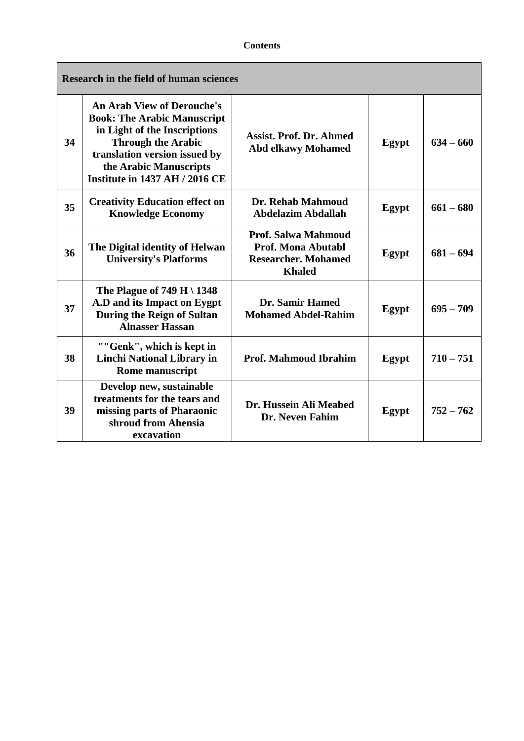**Contents**

| Research in the field of human sciences | | | | |
|---|---|---|---|---|
| **34** | **An Arab View of Derouche's Book: The Arabic Manuscript in Light of the Inscriptions Through the Arabic translation version issued by the Arabic Manuscripts Institute in 1437 AH / 2016 CE** | **Assist. Prof. Dr. Ahmed Abd elkawy Mohamed** | **Egypt** | **634 – 660** |
| **35** | **Creativity Education effect on Knowledge Economy** | **Dr. Rehab Mahmoud Abdelazim Abdallah** | **Egypt** | **661 – 680** |
| **36** | **The Digital identity of Helwan University's Platforms** | **Prof. Salwa Mahmoud Prof. Mona Abutabl Researcher. Mohamed Khaled** | **Egypt** | **681 – 694** |
| **37** | **The Plague of 749 H \ 1348 A.D and its Impact on Eygpt During the Reign of Sultan Alnasser Hassan** | **Dr. Samir Hamed Mohamed Abdel-Rahim** | **Egypt** | **695 – 709** |
| **38** | **""Genk", which is kept in Linchi National Library in Rome manuscript** | **Prof. Mahmoud Ibrahim** | **Egypt** | **710 – 751** |
| **39** | **Develop new, sustainable treatments for the tears and missing parts of Pharaonic shroud from Ahensia excavation** | **Dr. Hussein Ali Meabed Dr. Neven Fahim** | **Egypt** | **752 – 762** |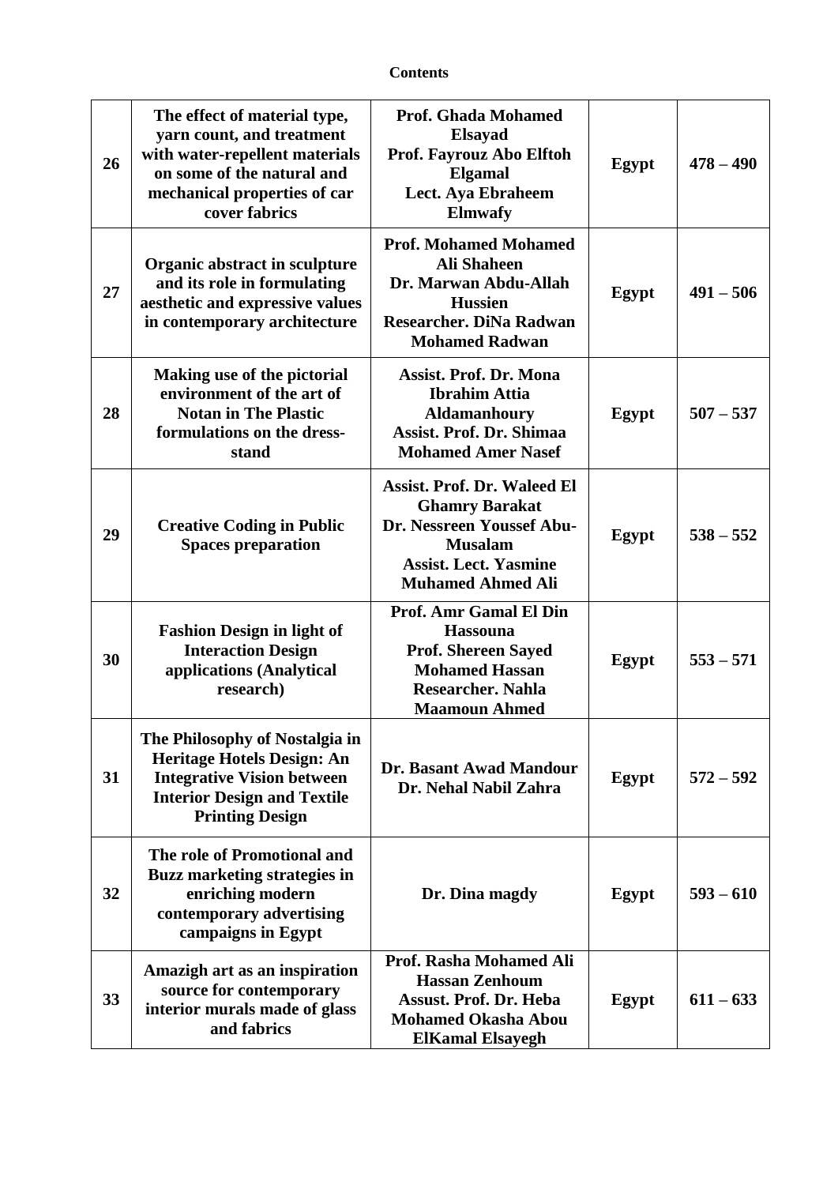**Contents**

| | | | | |
|---|---|---|---|---|
| **26** | **The effect of material type, yarn count, and treatment with water-repellent materials on some of the natural and mechanical properties of car cover fabrics** | **Prof. Ghada Mohamed Elsayad**<br>**Prof. Fayrouz Abo Elftoh Elgamal**<br>**Lect. Aya Ebraheem Elmwafy** | **Egypt** | **478 – 490** |
| **27** | **Organic abstract in sculpture and its role in formulating aesthetic and expressive values in contemporary architecture** | **Prof. Mohamed Mohamed Ali Shaheen**<br>**Dr. Marwan Abdu-Allah Hussien**<br>**Researcher. DiNa Radwan Mohamed Radwan** | **Egypt** | **491 – 506** |
| **28** | **Making use of the pictorial environment of the art of Notan in The Plastic formulations on the dress-stand** | **Assist. Prof. Dr. Mona Ibrahim Attia Aldamanhoury**<br>**Assist. Prof. Dr. Shimaa Mohamed Amer Nasef** | **Egypt** | **507 – 537** |
| **29** | **Creative Coding in Public Spaces preparation** | **Assist. Prof. Dr. Waleed El Ghamry Barakat**<br>**Dr. Nessreen Youssef Abu-Musalam**<br>**Assist. Lect. Yasmine Muhamed Ahmed Ali** | **Egypt** | **538 – 552** |
| **30** | **Fashion Design in light of Interaction Design applications (Analytical research)** | **Prof. Amr Gamal El Din Hassouna**<br>**Prof. Shereen Sayed Mohamed Hassan**<br>**Researcher. Nahla Maamoun Ahmed** | **Egypt** | **553 – 571** |
| **31** | **The Philosophy of Nostalgia in Heritage Hotels Design: An Integrative Vision between Interior Design and Textile Printing Design** | **Dr. Basant Awad Mandour**<br>**Dr. Nehal Nabil Zahra** | **Egypt** | **572 – 592** |
| **32** | **The role of Promotional and Buzz marketing strategies in enriching modern contemporary advertising campaigns in Egypt** | **Dr. Dina magdy** | **Egypt** | **593 – 610** |
| **33** | **Amazigh art as an inspiration source for contemporary interior murals made of glass and fabrics** | **Prof. Rasha Mohamed Ali Hassan Zenhoum**<br>**Assust. Prof. Dr. Heba Mohamed Okasha Abou ElKamal Elsayegh** | **Egypt** | **611 – 633** |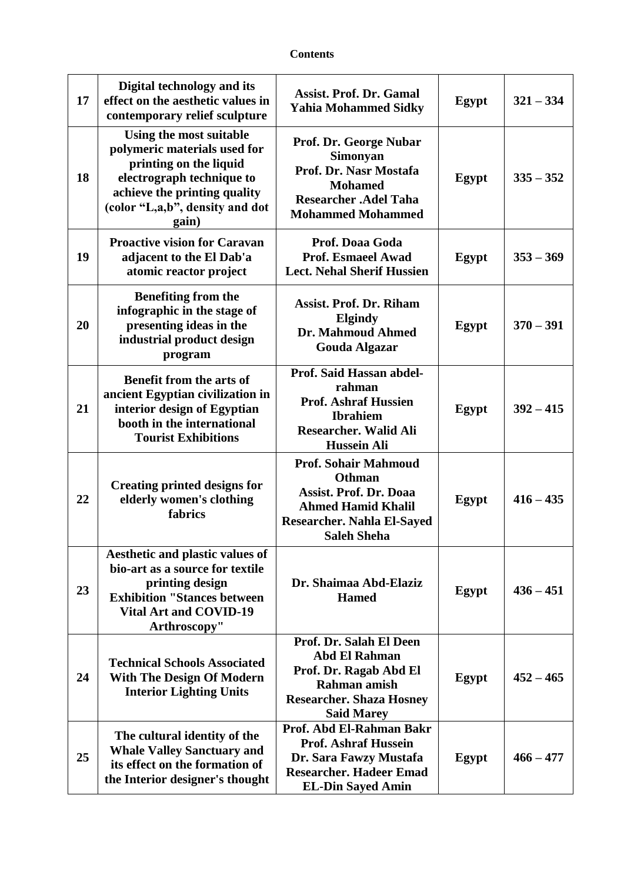**Contents**

| | | | | |
|---|---|---|---|---|
| **17** | **Digital technology and its effect on the aesthetic values in contemporary relief sculpture** | **Assist. Prof. Dr. Gamal Yahia Mohammed Sidky** | **Egypt** | **321 – 334** |
| **18** | **Using the most suitable polymeric materials used for printing on the liquid electrograph technique to achieve the printing quality (color "L,a,b", density and dot gain)** | **Prof. Dr. George Nubar Simonyan**<br>**Prof. Dr. Nasr Mostafa Mohamed**<br>**Researcher .Adel Taha Mohammed Mohammed** | **Egypt** | **335 – 352** |
| **19** | **Proactive vision for Caravan adjacent to the El Dab'a atomic reactor project** | **Prof. Doaa Goda**<br>**Prof. Esmaeel Awad**<br>**Lect. Nehal Sherif Hussien** | **Egypt** | **353 – 369** |
| **20** | **Benefiting from the infographic in the stage of presenting ideas in the industrial product design program** | **Assist. Prof. Dr. Riham Elgindy**<br>**Dr. Mahmoud Ahmed Gouda Algazar** | **Egypt** | **370 – 391** |
| **21** | **Benefit from the arts of ancient Egyptian civilization in interior design of Egyptian booth in the international Tourist Exhibitions** | **Prof. Said Hassan abdel-rahman**<br>**Prof. Ashraf Hussien Ibrahiem**<br>**Researcher. Walid Ali Hussein Ali** | **Egypt** | **392 – 415** |
| **22** | **Creating printed designs for elderly women's clothing fabrics** | **Prof. Sohair Mahmoud Othman**<br>**Assist. Prof. Dr. Doaa Ahmed Hamid Khalil**<br>**Researcher. Nahla El-Sayed Saleh Sheha** | **Egypt** | **416 – 435** |
| **23** | **Aesthetic and plastic values of bio-art as a source for textile printing design Exhibition "Stances between Vital Art and COVID-19 Arthroscopy"** | **Dr. Shaimaa Abd-Elaziz Hamed** | **Egypt** | **436 – 451** |
| **24** | **Technical Schools Associated With The Design Of Modern Interior Lighting Units** | **Prof. Dr. Salah El Deen Abd El Rahman**<br>**Prof. Dr. Ragab Abd El Rahman amish**<br>**Researcher. Shaza Hosney Said Marey** | **Egypt** | **452 – 465** |
| **25** | **The cultural identity of the Whale Valley Sanctuary and its effect on the formation of the Interior designer's thought** | **Prof. Abd El-Rahman Bakr**<br>**Prof. Ashraf Hussein**<br>**Dr. Sara Fawzy Mustafa**<br>**Researcher. Hadeer Emad EL-Din Sayed Amin** | **Egypt** | **466 – 477** |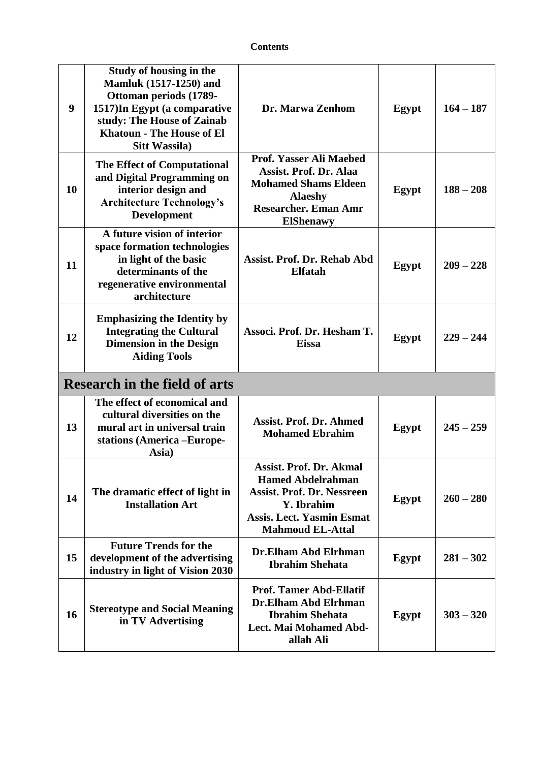**Contents**

| | | | | |
|---|---|---|---|---|
| **9** | **Study of housing in the Mamluk (1517-1250) and Ottoman periods (1789-1517)In Egypt (a comparative study: The House of Zainab Khatoun - The House of El Sitt Wassila)** | **Dr. Marwa Zenhom** | **Egypt** | **164 – 187** |
| **10** | **The Effect of Computational and Digital Programming on interior design and Architecture Technology's Development** | **Prof. Yasser Ali Maebed**<br>**Assist. Prof. Dr. Alaa Mohamed Shams Eldeen Alaeshy**<br>**Researcher. Eman Amr ElShenawy** | **Egypt** | **188 – 208** |
| **11** | **A future vision of interior space formation technologies in light of the basic determinants of the regenerative environmental architecture** | **Assist. Prof. Dr. Rehab Abd Elfatah** | **Egypt** | **209 – 228** |
| **12** | **Emphasizing the Identity by Integrating the Cultural Dimension in the Design Aiding Tools** | **Associ. Prof. Dr. Hesham T. Eissa** | **Egypt** | **229 – 244** |
| **Research in the field of arts** | | | | |
| **13** | **The effect of economical and cultural diversities on the mural art in universal train stations (America –Europe-Asia)** | **Assist. Prof. Dr. Ahmed Mohamed Ebrahim** | **Egypt** | **245 – 259** |
| **14** | **The dramatic effect of light in Installation Art** | **Assist. Prof. Dr. Akmal Hamed Abdelrahman**<br>**Assist. Prof. Dr. Nessreen Y. Ibrahim**<br>**Assis. Lect. Yasmin Esmat Mahmoud EL-Attal** | **Egypt** | **260 – 280** |
| **15** | **Future Trends for the development of the advertising industry in light of Vision 2030** | **Dr.Elham Abd Elrhman Ibrahim Shehata** | **Egypt** | **281 – 302** |
| **16** | **Stereotype and Social Meaning in TV Advertising** | **Prof. Tamer Abd-Ellatif**<br>**Dr.Elham Abd Elrhman Ibrahim Shehata**<br>**Lect. Mai Mohamed Abd-allah Ali** | **Egypt** | **303 – 320** |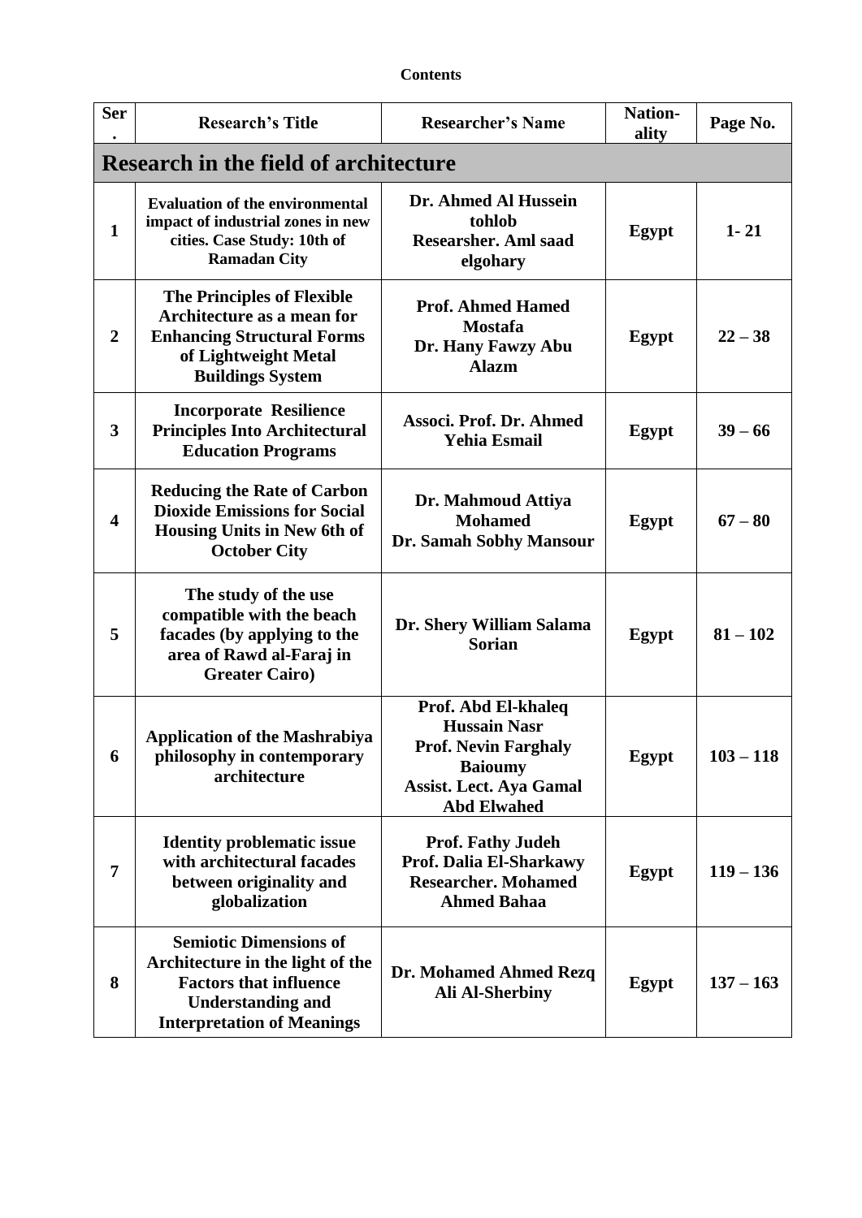**Contents**

| Ser. | Research's Title | Researcher's Name | Nation-ality | Page No. |
|---|---|---|---|---|
| **Research in the field of architecture** | | | | |
| 1 | Evaluation of the environmental impact of industrial zones in new cities. Case Study: 10th of Ramadan City | Dr. Ahmed Al Hussein tohlob Researsher. Aml saad elgohary | Egypt | 1- 21 |
| 2 | The Principles of Flexible Architecture as a mean for Enhancing Structural Forms of Lightweight Metal Buildings System | Prof. Ahmed Hamed Mostafa Dr. Hany Fawzy Abu Alazm | Egypt | 22 – 38 |
| 3 | Incorporate Resilience Principles Into Architectural Education Programs | Associ. Prof. Dr. Ahmed Yehia Esmail | Egypt | 39 – 66 |
| 4 | Reducing the Rate of Carbon Dioxide Emissions for Social Housing Units in New 6th of October City | Dr. Mahmoud Attiya Mohamed Dr. Samah Sobhy Mansour | Egypt | 67 – 80 |
| 5 | The study of the use compatible with the beach facades (by applying to the area of Rawd al-Faraj in Greater Cairo) | Dr. Shery William Salama Sorian | Egypt | 81 – 102 |
| 6 | Application of the Mashrabiya philosophy in contemporary architecture | Prof. Abd El-khaleq Hussain Nasr Prof. Nevin Farghaly Baioumy Assist. Lect. Aya Gamal Abd Elwahed | Egypt | 103 – 118 |
| 7 | Identity problematic issue with architectural facades between originality and globalization | Prof. Fathy Judeh Prof. Dalia El-Sharkawy Researcher. Mohamed Ahmed Bahaa | Egypt | 119 – 136 |
| 8 | Semiotic Dimensions of Architecture in the light of the Factors that influence Understanding and Interpretation of Meanings | Dr. Mohamed Ahmed Rezq Ali Al-Sherbiny | Egypt | 137 – 163 |